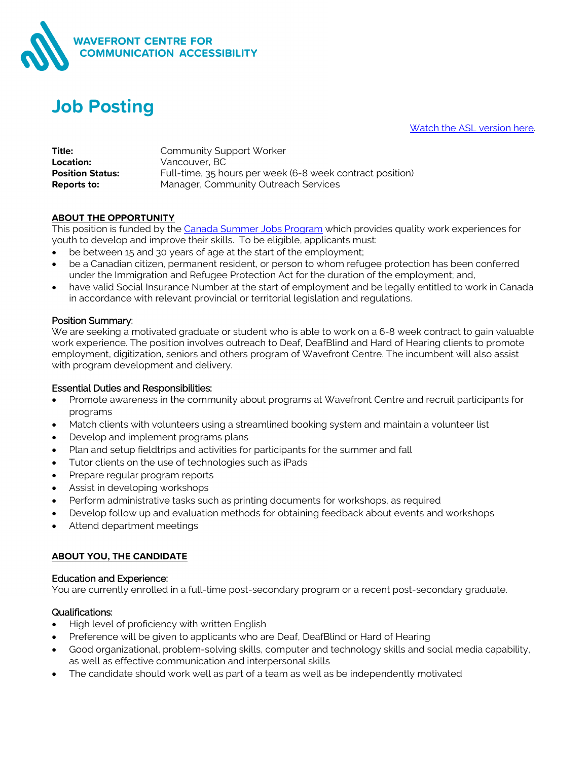**WAVEFRONT CENTRE FOR COMMUNICATION ACCESSIBILITY**

# Job Posting

[Watch the ASL version here](#).

| | |
|---|---|
| **Title:** | Community Support Worker |
| **Location:** | Vancouver, BC |
| **Position Status:** | Full-time, 35 hours per week (6-8 week contract position) |
| **Reports to:** | Manager, Community Outreach Services |

## ABOUT THE OPPORTUNITY

This position is funded by the [Canada Summer Jobs Program](#) which provides quality work experiences for youth to develop and improve their skills. To be eligible, applicants must:

- be between 15 and 30 years of age at the start of the employment;
- be a Canadian citizen, permanent resident, or person to whom refugee protection has been conferred under the Immigration and Refugee Protection Act for the duration of the employment; and,
- have valid Social Insurance Number at the start of employment and be legally entitled to work in Canada in accordance with relevant provincial or territorial legislation and regulations.

### Position Summary:

We are seeking a motivated graduate or student who is able to work on a 6-8 week contract to gain valuable work experience. The position involves outreach to Deaf, DeafBlind and Hard of Hearing clients to promote employment, digitization, seniors and others program of Wavefront Centre. The incumbent will also assist with program development and delivery.

### Essential Duties and Responsibilities:

- Promote awareness in the community about programs at Wavefront Centre and recruit participants for programs
- Match clients with volunteers using a streamlined booking system and maintain a volunteer list
- Develop and implement programs plans
- Plan and setup fieldtrips and activities for participants for the summer and fall
- Tutor clients on the use of technologies such as iPads
- Prepare regular program reports
- Assist in developing workshops
- Perform administrative tasks such as printing documents for workshops, as required
- Develop follow up and evaluation methods for obtaining feedback about events and workshops
- Attend department meetings

## ABOUT YOU, THE CANDIDATE

### Education and Experience:

You are currently enrolled in a full-time post-secondary program or a recent post-secondary graduate.

### Qualifications:

- High level of proficiency with written English
- Preference will be given to applicants who are Deaf, DeafBlind or Hard of Hearing
- Good organizational, problem-solving skills, computer and technology skills and social media capability, as well as effective communication and interpersonal skills
- The candidate should work well as part of a team as well as be independently motivated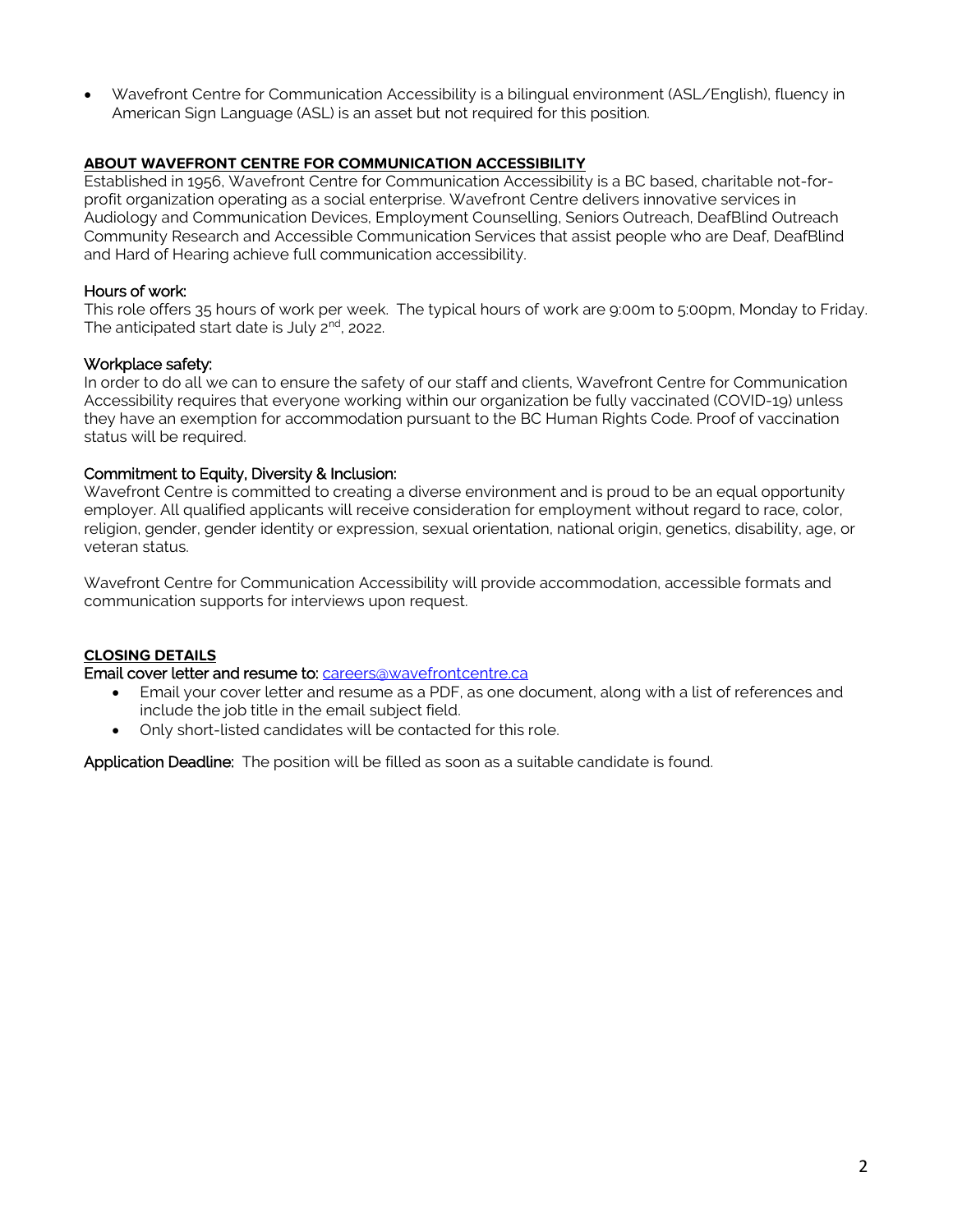- Wavefront Centre for Communication Accessibility is a bilingual environment (ASL/English), fluency in American Sign Language (ASL) is an asset but not required for this position.

**ABOUT WAVEFRONT CENTRE FOR COMMUNICATION ACCESSIBILITY**

Established in 1956, Wavefront Centre for Communication Accessibility is a BC based, charitable not-for-profit organization operating as a social enterprise. Wavefront Centre delivers innovative services in Audiology and Communication Devices, Employment Counselling, Seniors Outreach, DeafBlind Outreach Community Research and Accessible Communication Services that assist people who are Deaf, DeafBlind and Hard of Hearing achieve full communication accessibility.

**Hours of work:**

This role offers 35 hours of work per week. The typical hours of work are 9:00m to 5:00pm, Monday to Friday. The anticipated start date is July 2nd, 2022.

**Workplace safety:**

In order to do all we can to ensure the safety of our staff and clients, Wavefront Centre for Communication Accessibility requires that everyone working within our organization be fully vaccinated (COVID-19) unless they have an exemption for accommodation pursuant to the BC Human Rights Code. Proof of vaccination status will be required.

**Commitment to Equity, Diversity & Inclusion:**

Wavefront Centre is committed to creating a diverse environment and is proud to be an equal opportunity employer. All qualified applicants will receive consideration for employment without regard to race, color, religion, gender, gender identity or expression, sexual orientation, national origin, genetics, disability, age, or veteran status.

Wavefront Centre for Communication Accessibility will provide accommodation, accessible formats and communication supports for interviews upon request.

**CLOSING DETAILS**

**Email cover letter and resume to:** careers@wavefrontcentre.ca

- Email your cover letter and resume as a PDF, as one document, along with a list of references and include the job title in the email subject field.
- Only short-listed candidates will be contacted for this role.

**Application Deadline:** The position will be filled as soon as a suitable candidate is found.